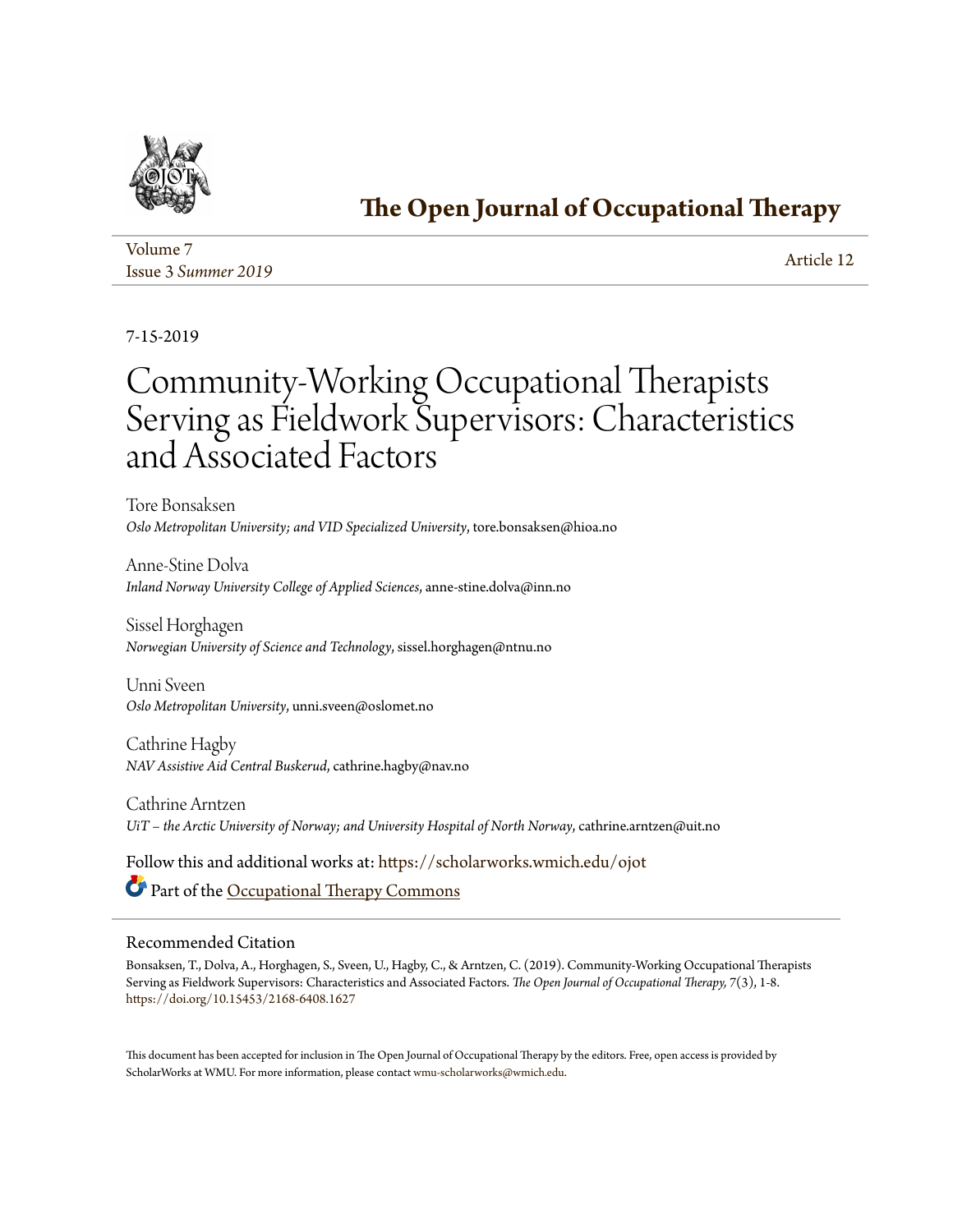# The Open Journal of Occupational Therapy

Volume 7
Issue 3 *Summer 2019*

Article 12

7-15-2019

# Community-Working Occupational Therapists Serving as Fieldwork Supervisors: Characteristics and Associated Factors

Tore Bonsaksen
*Oslo Metropolitan University; and VID Specialized University*, tore.bonsaksen@hioa.no

Anne-Stine Dolva
*Inland Norway University College of Applied Sciences*, anne-stine.dolva@inn.no

Sissel Horghagen
*Norwegian University of Science and Technology*, sissel.horghagen@ntnu.no

Unni Sveen
*Oslo Metropolitan University*, unni.sveen@oslomet.no

Cathrine Hagby
*NAV Assistive Aid Central Buskerud*, cathrine.hagby@nav.no

Cathrine Arntzen
*UiT – the Arctic University of Norway; and University Hospital of North Norway*, cathrine.arntzen@uit.no

Follow this and additional works at: https://scholarworks.wmich.edu/ojot

Part of the Occupational Therapy Commons

## Recommended Citation

Bonsaksen, T., Dolva, A., Horghagen, S., Sveen, U., Hagby, C., & Arntzen, C. (2019). Community-Working Occupational Therapists Serving as Fieldwork Supervisors: Characteristics and Associated Factors. *The Open Journal of Occupational Therapy, 7*(3), 1-8. https://doi.org/10.15453/2168-6408.1627

This document has been accepted for inclusion in The Open Journal of Occupational Therapy by the editors. Free, open access is provided by ScholarWorks at WMU. For more information, please contact wmu-scholarworks@wmich.edu.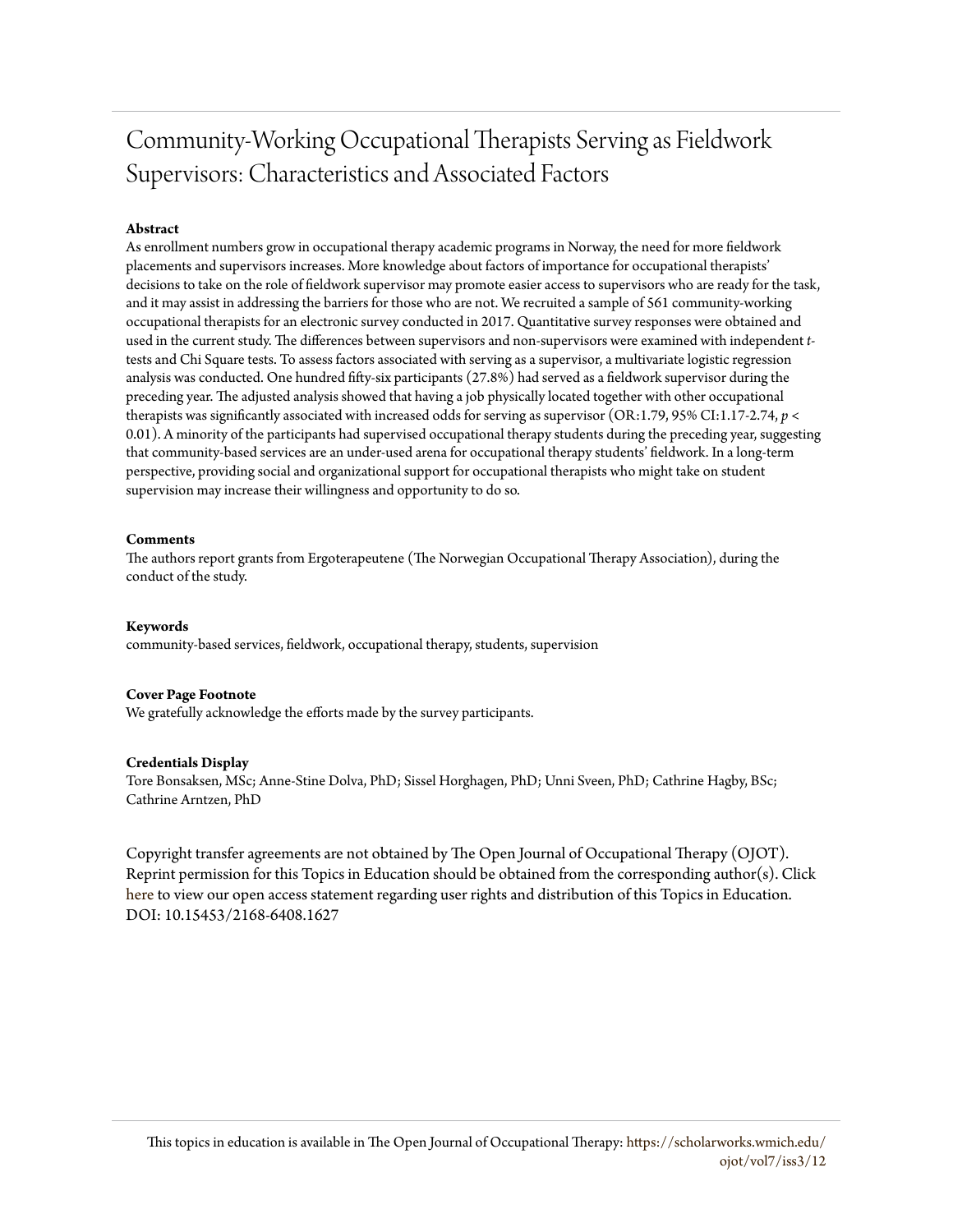# Community-Working Occupational Therapists Serving as Fieldwork Supervisors: Characteristics and Associated Factors

**Abstract**

As enrollment numbers grow in occupational therapy academic programs in Norway, the need for more fieldwork placements and supervisors increases. More knowledge about factors of importance for occupational therapists' decisions to take on the role of fieldwork supervisor may promote easier access to supervisors who are ready for the task, and it may assist in addressing the barriers for those who are not. We recruited a sample of 561 community-working occupational therapists for an electronic survey conducted in 2017. Quantitative survey responses were obtained and used in the current study. The differences between supervisors and non-supervisors were examined with independent *t*-tests and Chi Square tests. To assess factors associated with serving as a supervisor, a multivariate logistic regression analysis was conducted. One hundred fifty-six participants (27.8%) had served as a fieldwork supervisor during the preceding year. The adjusted analysis showed that having a job physically located together with other occupational therapists was significantly associated with increased odds for serving as supervisor (OR:1.79, 95% CI:1.17-2.74, $p < 0.01$). A minority of the participants had supervised occupational therapy students during the preceding year, suggesting that community-based services are an under-used arena for occupational therapy students' fieldwork. In a long-term perspective, providing social and organizational support for occupational therapists who might take on student supervision may increase their willingness and opportunity to do so.

**Comments**

The authors report grants from Ergoterapeutene (The Norwegian Occupational Therapy Association), during the conduct of the study.

**Keywords**

community-based services, fieldwork, occupational therapy, students, supervision

**Cover Page Footnote**

We gratefully acknowledge the efforts made by the survey participants.

**Credentials Display**

Tore Bonsaksen, MSc; Anne-Stine Dolva, PhD; Sissel Horghagen, PhD; Unni Sveen, PhD; Cathrine Hagby, BSc; Cathrine Arntzen, PhD

Copyright transfer agreements are not obtained by The Open Journal of Occupational Therapy (OJOT). Reprint permission for this Topics in Education should be obtained from the corresponding author(s). Click here to view our open access statement regarding user rights and distribution of this Topics in Education.
DOI: 10.15453/2168-6408.1627

This topics in education is available in The Open Journal of Occupational Therapy: https://scholarworks.wmich.edu/ojot/vol7/iss3/12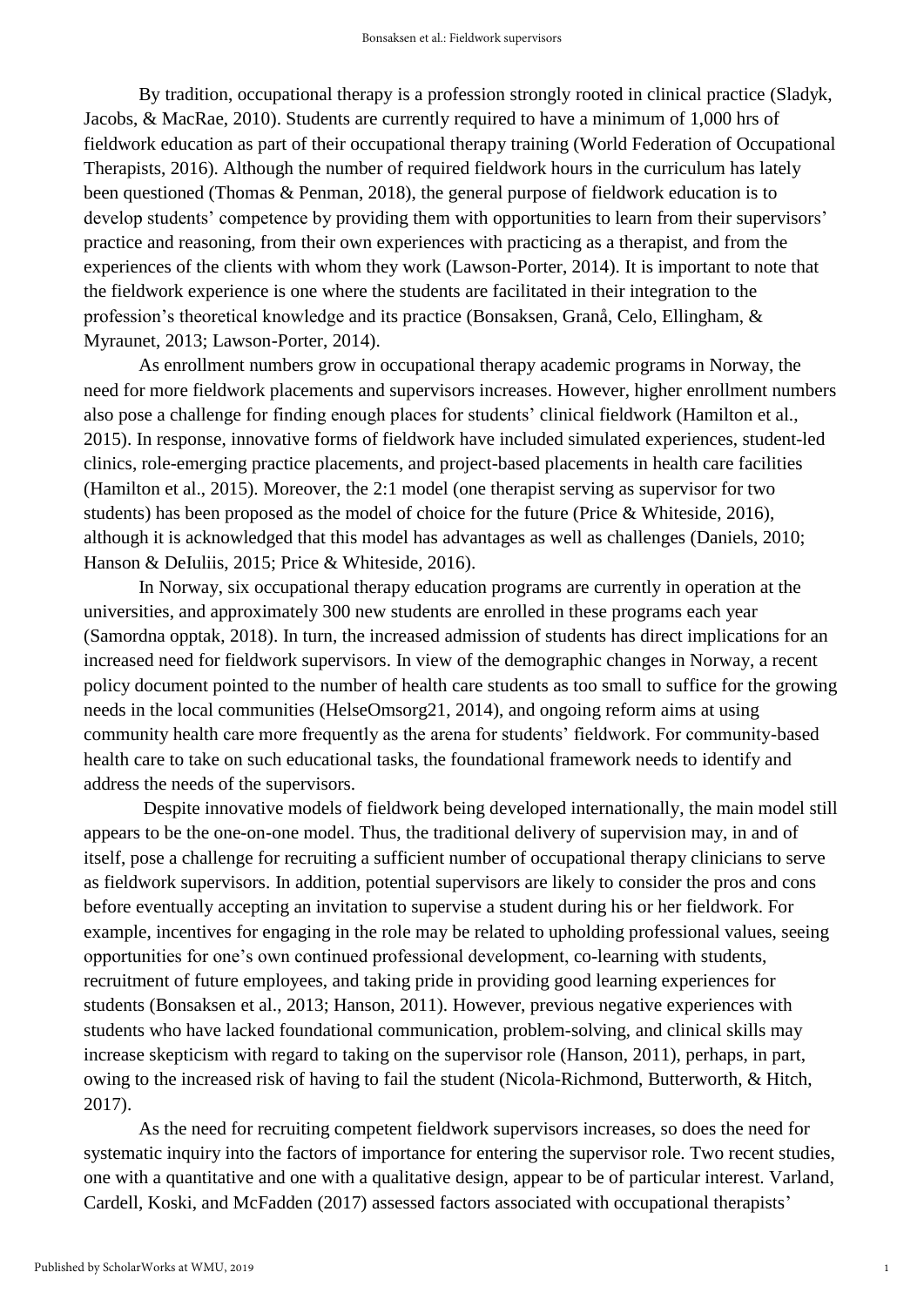By tradition, occupational therapy is a profession strongly rooted in clinical practice (Sladyk, Jacobs, & MacRae, 2010). Students are currently required to have a minimum of 1,000 hrs of fieldwork education as part of their occupational therapy training (World Federation of Occupational Therapists, 2016). Although the number of required fieldwork hours in the curriculum has lately been questioned (Thomas & Penman, 2018), the general purpose of fieldwork education is to develop students' competence by providing them with opportunities to learn from their supervisors' practice and reasoning, from their own experiences with practicing as a therapist, and from the experiences of the clients with whom they work (Lawson-Porter, 2014). It is important to note that the fieldwork experience is one where the students are facilitated in their integration to the profession's theoretical knowledge and its practice (Bonsaksen, Granå, Celo, Ellingham, & Myraunet, 2013; Lawson-Porter, 2014).

As enrollment numbers grow in occupational therapy academic programs in Norway, the need for more fieldwork placements and supervisors increases. However, higher enrollment numbers also pose a challenge for finding enough places for students' clinical fieldwork (Hamilton et al., 2015). In response, innovative forms of fieldwork have included simulated experiences, student-led clinics, role-emerging practice placements, and project-based placements in health care facilities (Hamilton et al., 2015). Moreover, the 2:1 model (one therapist serving as supervisor for two students) has been proposed as the model of choice for the future (Price & Whiteside, 2016), although it is acknowledged that this model has advantages as well as challenges (Daniels, 2010; Hanson & DeIuliis, 2015; Price & Whiteside, 2016).

In Norway, six occupational therapy education programs are currently in operation at the universities, and approximately 300 new students are enrolled in these programs each year (Samordna opptak, 2018). In turn, the increased admission of students has direct implications for an increased need for fieldwork supervisors. In view of the demographic changes in Norway, a recent policy document pointed to the number of health care students as too small to suffice for the growing needs in the local communities (HelseOmsorg21, 2014), and ongoing reform aims at using community health care more frequently as the arena for students' fieldwork. For community-based health care to take on such educational tasks, the foundational framework needs to identify and address the needs of the supervisors.

Despite innovative models of fieldwork being developed internationally, the main model still appears to be the one-on-one model. Thus, the traditional delivery of supervision may, in and of itself, pose a challenge for recruiting a sufficient number of occupational therapy clinicians to serve as fieldwork supervisors. In addition, potential supervisors are likely to consider the pros and cons before eventually accepting an invitation to supervise a student during his or her fieldwork. For example, incentives for engaging in the role may be related to upholding professional values, seeing opportunities for one's own continued professional development, co-learning with students, recruitment of future employees, and taking pride in providing good learning experiences for students (Bonsaksen et al., 2013; Hanson, 2011). However, previous negative experiences with students who have lacked foundational communication, problem-solving, and clinical skills may increase skepticism with regard to taking on the supervisor role (Hanson, 2011), perhaps, in part, owing to the increased risk of having to fail the student (Nicola-Richmond, Butterworth, & Hitch, 2017).

As the need for recruiting competent fieldwork supervisors increases, so does the need for systematic inquiry into the factors of importance for entering the supervisor role. Two recent studies, one with a quantitative and one with a qualitative design, appear to be of particular interest. Varland, Cardell, Koski, and McFadden (2017) assessed factors associated with occupational therapists'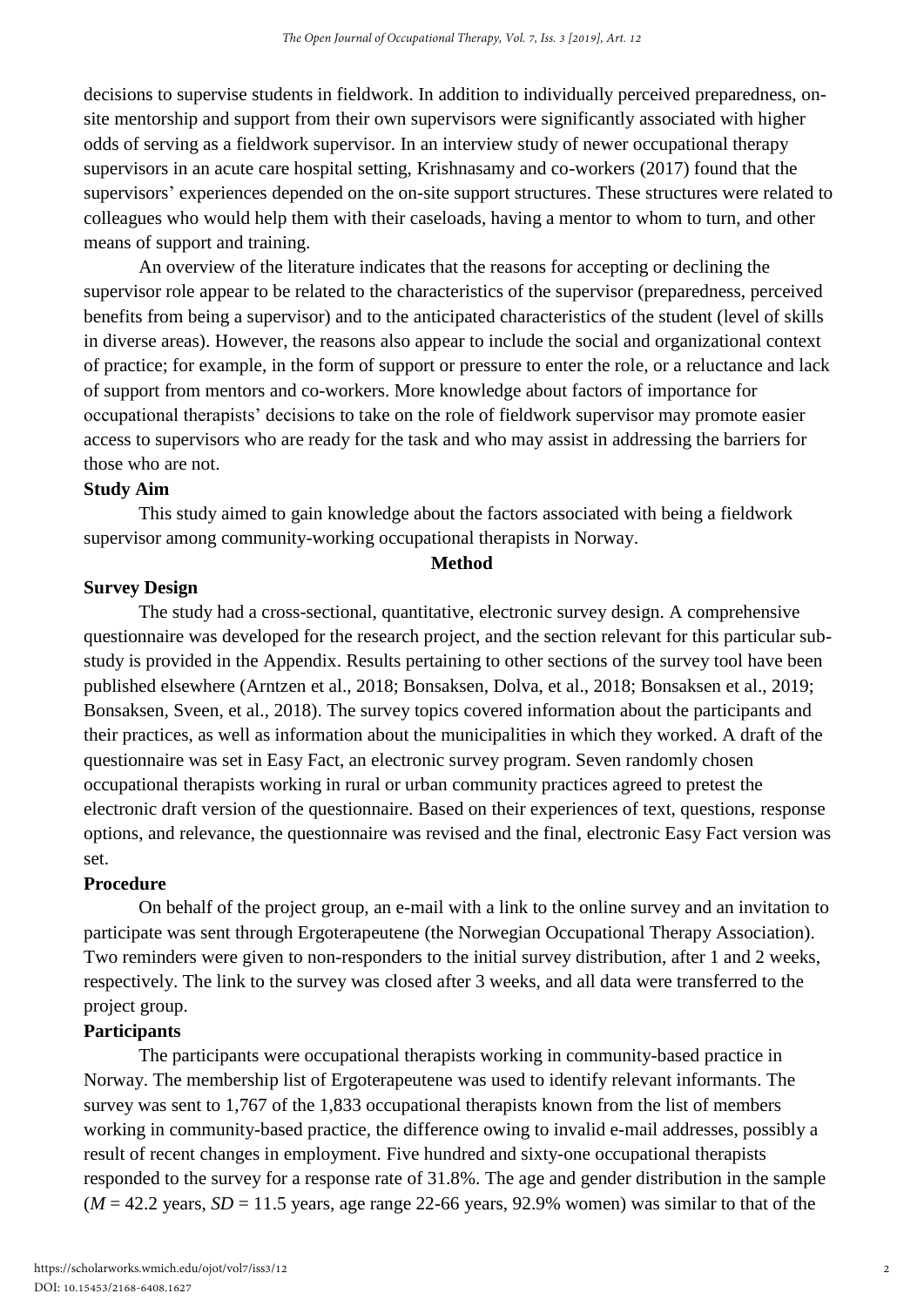decisions to supervise students in fieldwork. In addition to individually perceived preparedness, on-site mentorship and support from their own supervisors were significantly associated with higher odds of serving as a fieldwork supervisor. In an interview study of newer occupational therapy supervisors in an acute care hospital setting, Krishnasamy and co-workers (2017) found that the supervisors' experiences depended on the on-site support structures. These structures were related to colleagues who would help them with their caseloads, having a mentor to whom to turn, and other means of support and training.

An overview of the literature indicates that the reasons for accepting or declining the supervisor role appear to be related to the characteristics of the supervisor (preparedness, perceived benefits from being a supervisor) and to the anticipated characteristics of the student (level of skills in diverse areas). However, the reasons also appear to include the social and organizational context of practice; for example, in the form of support or pressure to enter the role, or a reluctance and lack of support from mentors and co-workers. More knowledge about factors of importance for occupational therapists' decisions to take on the role of fieldwork supervisor may promote easier access to supervisors who are ready for the task and who may assist in addressing the barriers for those who are not.

### Study Aim

This study aimed to gain knowledge about the factors associated with being a fieldwork supervisor among community-working occupational therapists in Norway.

## Method

### Survey Design

The study had a cross-sectional, quantitative, electronic survey design. A comprehensive questionnaire was developed for the research project, and the section relevant for this particular sub-study is provided in the Appendix. Results pertaining to other sections of the survey tool have been published elsewhere (Arntzen et al., 2018; Bonsaksen, Dolva, et al., 2018; Bonsaksen et al., 2019; Bonsaksen, Sveen, et al., 2018). The survey topics covered information about the participants and their practices, as well as information about the municipalities in which they worked. A draft of the questionnaire was set in Easy Fact, an electronic survey program. Seven randomly chosen occupational therapists working in rural or urban community practices agreed to pretest the electronic draft version of the questionnaire. Based on their experiences of text, questions, response options, and relevance, the questionnaire was revised and the final, electronic Easy Fact version was set.

### Procedure

On behalf of the project group, an e-mail with a link to the online survey and an invitation to participate was sent through Ergoterapeutene (the Norwegian Occupational Therapy Association). Two reminders were given to non-responders to the initial survey distribution, after 1 and 2 weeks, respectively. The link to the survey was closed after 3 weeks, and all data were transferred to the project group.

### Participants

The participants were occupational therapists working in community-based practice in Norway. The membership list of Ergoterapeutene was used to identify relevant informants. The survey was sent to 1,767 of the 1,833 occupational therapists known from the list of members working in community-based practice, the difference owing to invalid e-mail addresses, possibly a result of recent changes in employment. Five hundred and sixty-one occupational therapists responded to the survey for a response rate of 31.8%. The age and gender distribution in the sample ($M$ = 42.2 years, $SD$ = 11.5 years, age range 22-66 years, 92.9% women) was similar to that of the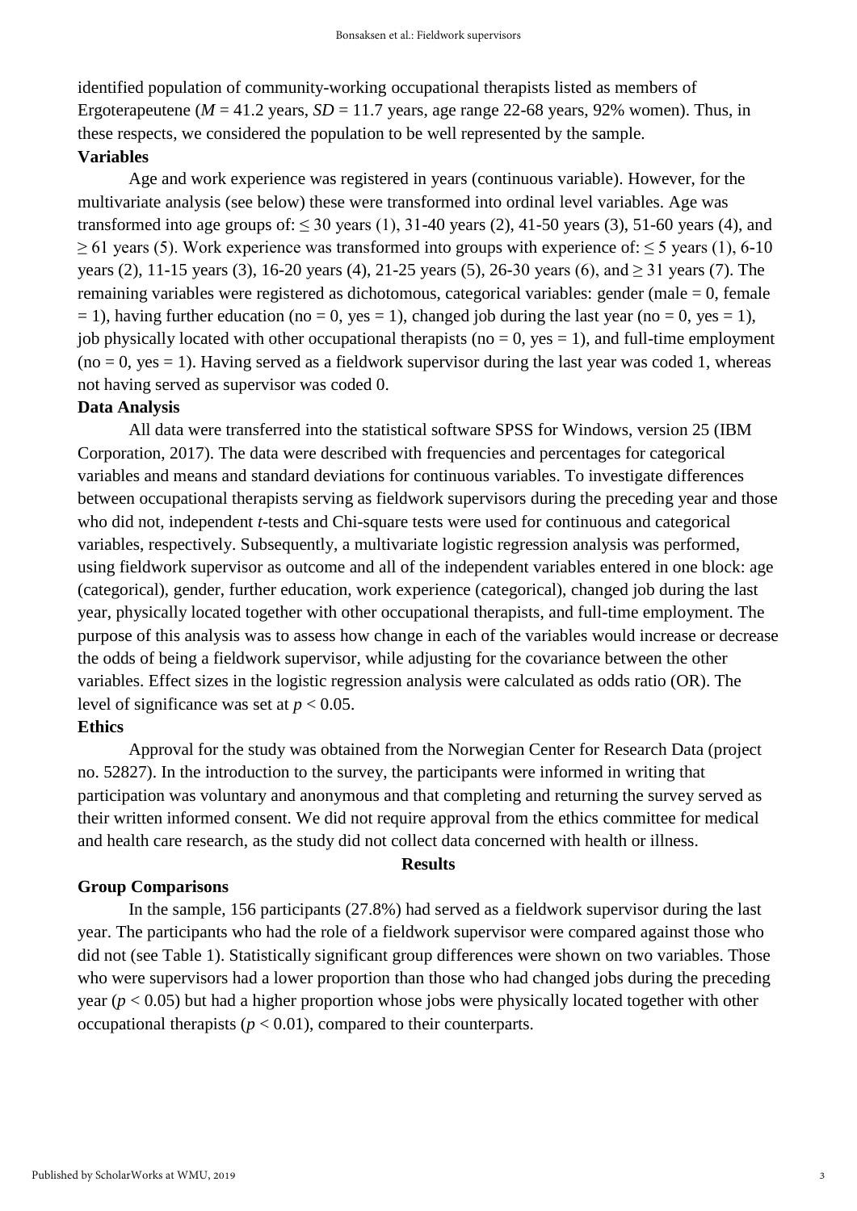identified population of community-working occupational therapists listed as members of Ergoterapeutene ($M$ = 41.2 years, $SD$ = 11.7 years, age range 22-68 years, 92% women). Thus, in these respects, we considered the population to be well represented by the sample.

### Variables

Age and work experience was registered in years (continuous variable). However, for the multivariate analysis (see below) these were transformed into ordinal level variables. Age was transformed into age groups of: ≤ 30 years (1), 31-40 years (2), 41-50 years (3), 51-60 years (4), and ≥ 61 years (5). Work experience was transformed into groups with experience of: ≤ 5 years (1), 6-10 years (2), 11-15 years (3), 16-20 years (4), 21-25 years (5), 26-30 years (6), and ≥ 31 years (7). The remaining variables were registered as dichotomous, categorical variables: gender (male = 0, female = 1), having further education (no = 0, yes = 1), changed job during the last year (no = 0, yes = 1), job physically located with other occupational therapists (no = 0, yes = 1), and full-time employment (no = 0, yes = 1). Having served as a fieldwork supervisor during the last year was coded 1, whereas not having served as supervisor was coded 0.

### Data Analysis

All data were transferred into the statistical software SPSS for Windows, version 25 (IBM Corporation, 2017). The data were described with frequencies and percentages for categorical variables and means and standard deviations for continuous variables. To investigate differences between occupational therapists serving as fieldwork supervisors during the preceding year and those who did not, independent *t*-tests and Chi-square tests were used for continuous and categorical variables, respectively. Subsequently, a multivariate logistic regression analysis was performed, using fieldwork supervisor as outcome and all of the independent variables entered in one block: age (categorical), gender, further education, work experience (categorical), changed job during the last year, physically located together with other occupational therapists, and full-time employment. The purpose of this analysis was to assess how change in each of the variables would increase or decrease the odds of being a fieldwork supervisor, while adjusting for the covariance between the other variables. Effect sizes in the logistic regression analysis were calculated as odds ratio (OR). The level of significance was set at $p < 0.05$.

### Ethics

Approval for the study was obtained from the Norwegian Center for Research Data (project no. 52827). In the introduction to the survey, the participants were informed in writing that participation was voluntary and anonymous and that completing and returning the survey served as their written informed consent. We did not require approval from the ethics committee for medical and health care research, as the study did not collect data concerned with health or illness.

## Results

### Group Comparisons

In the sample, 156 participants (27.8%) had served as a fieldwork supervisor during the last year. The participants who had the role of a fieldwork supervisor were compared against those who did not (see Table 1). Statistically significant group differences were shown on two variables. Those who were supervisors had a lower proportion than those who had changed jobs during the preceding year ($p < 0.05$) but had a higher proportion whose jobs were physically located together with other occupational therapists ($p < 0.01$), compared to their counterparts.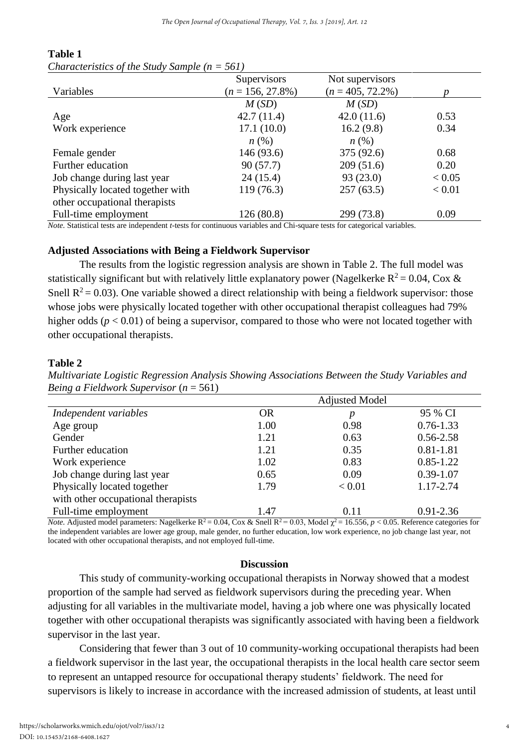**Table 1**

*Characteristics of the Study Sample (n = 561)*

| Variables | Supervisors ($n$ = 156, 27.8%) | Not supervisors ($n$ = 405, 72.2%) | $p$ |
|---|---|---|---|
| | $M$ ($SD$) | $M$ ($SD$) | |
| Age | 42.7 (11.4) | 42.0 (11.6) | 0.53 |
| Work experience | 17.1 (10.0) | 16.2 (9.8) | 0.34 |
| | $n$ (%) | $n$ (%) | |
| Female gender | 146 (93.6) | 375 (92.6) | 0.68 |
| Further education | 90 (57.7) | 209 (51.6) | 0.20 |
| Job change during last year | 24 (15.4) | 93 (23.0) | < 0.05 |
| Physically located together with other occupational therapists | 119 (76.3) | 257 (63.5) | < 0.01 |
| Full-time employment | 126 (80.8) | 299 (73.8) | 0.09 |

*Note.* Statistical tests are independent *t*-tests for continuous variables and Chi-square tests for categorical variables.

### Adjusted Associations with Being a Fieldwork Supervisor

The results from the logistic regression analysis are shown in Table 2. The full model was statistically significant but with relatively little explanatory power (Nagelkerke $R^2$ = 0.04, Cox & Snell $R^2$ = 0.03). One variable showed a direct relationship with being a fieldwork supervisor: those whose jobs were physically located together with other occupational therapist colleagues had 79% higher odds ($p < 0.01$) of being a supervisor, compared to those who were not located together with other occupational therapists.

**Table 2**

*Multivariate Logistic Regression Analysis Showing Associations Between the Study Variables and Being a Fieldwork Supervisor* ($n$ = 561)

| | Adjusted Model | | |
|---|---|---|---|
| *Independent variables* | OR | $p$ | 95 % CI |
| Age group | 1.00 | 0.98 | 0.76-1.33 |
| Gender | 1.21 | 0.63 | 0.56-2.58 |
| Further education | 1.21 | 0.35 | 0.81-1.81 |
| Work experience | 1.02 | 0.83 | 0.85-1.22 |
| Job change during last year | 0.65 | 0.09 | 0.39-1.07 |
| Physically located together with other occupational therapists | 1.79 | < 0.01 | 1.17-2.74 |
| Full-time employment | 1.47 | 0.11 | 0.91-2.36 |

*Note.* Adjusted model parameters: Nagelkerke $R^2$ = 0.04, Cox & Snell $R^2$ = 0.03, Model $\chi^2$ = 16.556, $p < 0.05$. Reference categories for the independent variables are lower age group, male gender, no further education, low work experience, no job change last year, not located with other occupational therapists, and not employed full-time.

## Discussion

This study of community-working occupational therapists in Norway showed that a modest proportion of the sample had served as fieldwork supervisors during the preceding year. When adjusting for all variables in the multivariate model, having a job where one was physically located together with other occupational therapists was significantly associated with having been a fieldwork supervisor in the last year.

Considering that fewer than 3 out of 10 community-working occupational therapists had been a fieldwork supervisor in the last year, the occupational therapists in the local health care sector seem to represent an untapped resource for occupational therapy students' fieldwork. The need for supervisors is likely to increase in accordance with the increased admission of students, at least until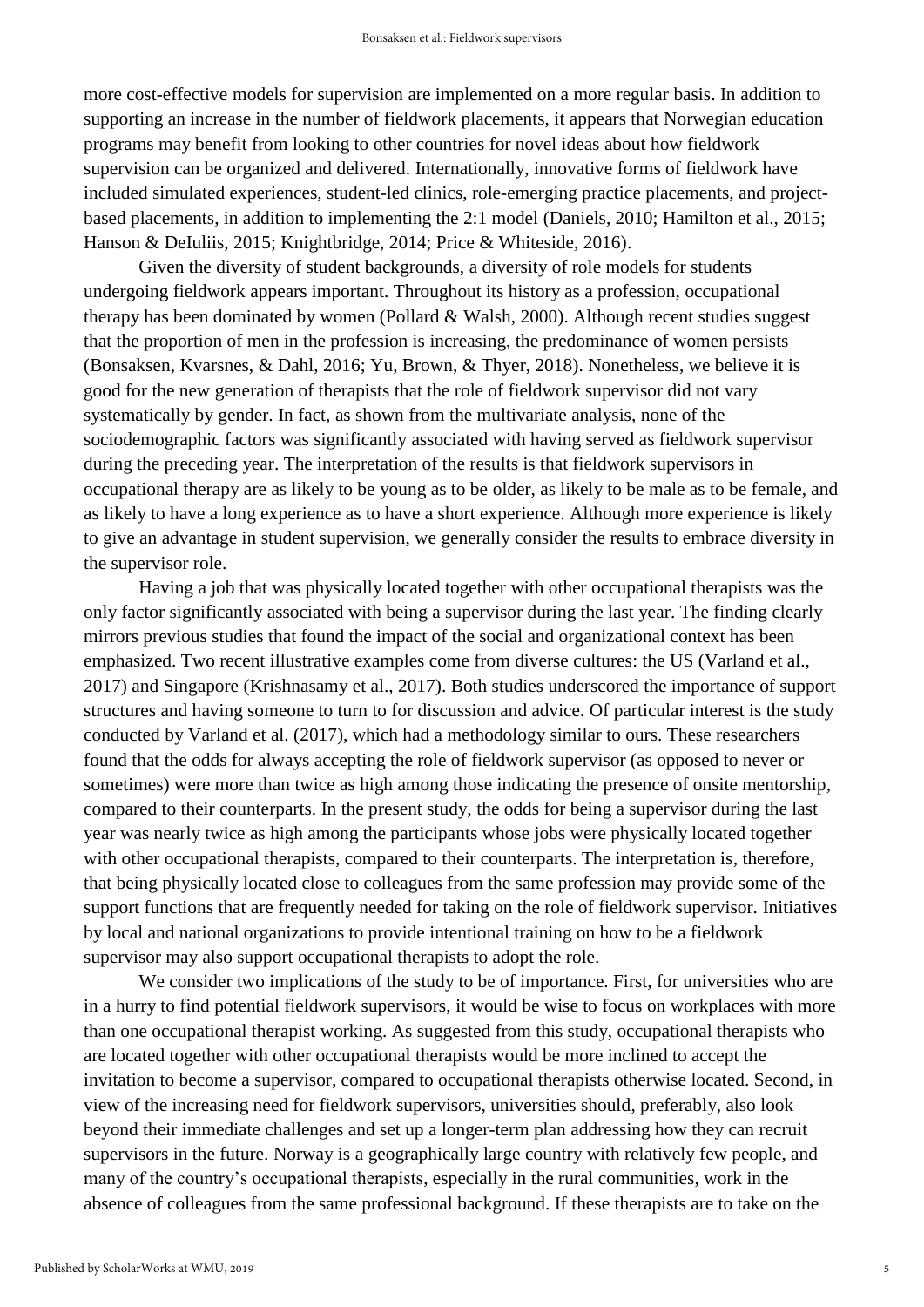more cost-effective models for supervision are implemented on a more regular basis. In addition to supporting an increase in the number of fieldwork placements, it appears that Norwegian education programs may benefit from looking to other countries for novel ideas about how fieldwork supervision can be organized and delivered. Internationally, innovative forms of fieldwork have included simulated experiences, student-led clinics, role-emerging practice placements, and project-based placements, in addition to implementing the 2:1 model (Daniels, 2010; Hamilton et al., 2015; Hanson & DeIuliis, 2015; Knightbridge, 2014; Price & Whiteside, 2016).

Given the diversity of student backgrounds, a diversity of role models for students undergoing fieldwork appears important. Throughout its history as a profession, occupational therapy has been dominated by women (Pollard & Walsh, 2000). Although recent studies suggest that the proportion of men in the profession is increasing, the predominance of women persists (Bonsaksen, Kvarsnes, & Dahl, 2016; Yu, Brown, & Thyer, 2018). Nonetheless, we believe it is good for the new generation of therapists that the role of fieldwork supervisor did not vary systematically by gender. In fact, as shown from the multivariate analysis, none of the sociodemographic factors was significantly associated with having served as fieldwork supervisor during the preceding year. The interpretation of the results is that fieldwork supervisors in occupational therapy are as likely to be young as to be older, as likely to be male as to be female, and as likely to have a long experience as to have a short experience. Although more experience is likely to give an advantage in student supervision, we generally consider the results to embrace diversity in the supervisor role.

Having a job that was physically located together with other occupational therapists was the only factor significantly associated with being a supervisor during the last year. The finding clearly mirrors previous studies that found the impact of the social and organizational context has been emphasized. Two recent illustrative examples come from diverse cultures: the US (Varland et al., 2017) and Singapore (Krishnasamy et al., 2017). Both studies underscored the importance of support structures and having someone to turn to for discussion and advice. Of particular interest is the study conducted by Varland et al. (2017), which had a methodology similar to ours. These researchers found that the odds for always accepting the role of fieldwork supervisor (as opposed to never or sometimes) were more than twice as high among those indicating the presence of onsite mentorship, compared to their counterparts. In the present study, the odds for being a supervisor during the last year was nearly twice as high among the participants whose jobs were physically located together with other occupational therapists, compared to their counterparts. The interpretation is, therefore, that being physically located close to colleagues from the same profession may provide some of the support functions that are frequently needed for taking on the role of fieldwork supervisor. Initiatives by local and national organizations to provide intentional training on how to be a fieldwork supervisor may also support occupational therapists to adopt the role.

We consider two implications of the study to be of importance. First, for universities who are in a hurry to find potential fieldwork supervisors, it would be wise to focus on workplaces with more than one occupational therapist working. As suggested from this study, occupational therapists who are located together with other occupational therapists would be more inclined to accept the invitation to become a supervisor, compared to occupational therapists otherwise located. Second, in view of the increasing need for fieldwork supervisors, universities should, preferably, also look beyond their immediate challenges and set up a longer-term plan addressing how they can recruit supervisors in the future. Norway is a geographically large country with relatively few people, and many of the country's occupational therapists, especially in the rural communities, work in the absence of colleagues from the same professional background. If these therapists are to take on the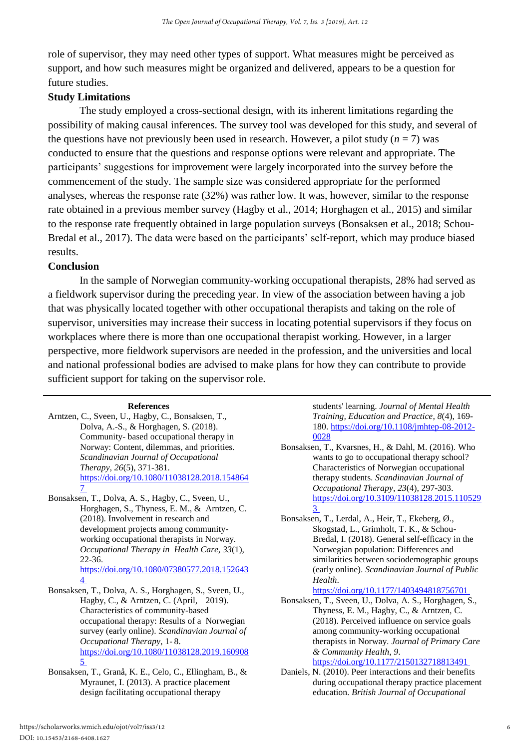role of supervisor, they may need other types of support. What measures might be perceived as support, and how such measures might be organized and delivered, appears to be a question for future studies.

### Study Limitations

The study employed a cross-sectional design, with its inherent limitations regarding the possibility of making causal inferences. The survey tool was developed for this study, and several of the questions have not previously been used in research. However, a pilot study ($n$ = 7) was conducted to ensure that the questions and response options were relevant and appropriate. The participants' suggestions for improvement were largely incorporated into the survey before the commencement of the study. The sample size was considered appropriate for the performed analyses, whereas the response rate (32%) was rather low. It was, however, similar to the response rate obtained in a previous member survey (Hagby et al., 2014; Horghagen et al., 2015) and similar to the response rate frequently obtained in large population surveys (Bonsaksen et al., 2018; Schou-Bredal et al., 2017). The data were based on the participants' self-report, which may produce biased results.

### Conclusion

In the sample of Norwegian community-working occupational therapists, 28% had served as a fieldwork supervisor during the preceding year. In view of the association between having a job that was physically located together with other occupational therapists and taking on the role of supervisor, universities may increase their success in locating potential supervisors if they focus on workplaces where there is more than one occupational therapist working. However, in a larger perspective, more fieldwork supervisors are needed in the profession, and the universities and local and national professional bodies are advised to make plans for how they can contribute to provide sufficient support for taking on the supervisor role.

### References

Arntzen, C., Sveen, U., Hagby, C., Bonsaksen, T., Dolva, A.-S., & Horghagen, S. (2018). Community- based occupational therapy in Norway: Content, dilemmas, and priorities. *Scandinavian Journal of Occupational Therapy*, *26*(5), 371-381. https://doi.org/10.1080/11038128.2018.1548647

Bonsaksen, T., Dolva, A. S., Hagby, C., Sveen, U., Horghagen, S., Thyness, E. M., & Arntzen, C. (2018). Involvement in research and development projects among community-working occupational therapists in Norway. *Occupational Therapy in Health Care*, *33*(1), 22-36. https://doi.org/10.1080/07380577.2018.1526434

Bonsaksen, T., Dolva, A. S., Horghagen, S., Sveen, U., Hagby, C., & Arntzen, C. (April, 2019). Characteristics of community-based occupational therapy: Results of a Norwegian survey (early online). *Scandinavian Journal of Occupational Therapy*, 1- 8. https://doi.org/10.1080/11038128.2019.1609085

Bonsaksen, T., Granå, K. E., Celo, C., Ellingham, B., & Myraunet, I. (2013). A practice placement design facilitating occupational therapy students' learning. *Journal of Mental Health Training, Education and Practice*, *8*(4), 169-180. https://doi.org/10.1108/jmhtep-08-2012-0028

Bonsaksen, T., Kvarsnes, H., & Dahl, M. (2016). Who wants to go to occupational therapy school? Characteristics of Norwegian occupational therapy students. *Scandinavian Journal of Occupational Therapy*, *23*(4), 297-303. https://doi.org/10.3109/11038128.2015.1105293

Bonsaksen, T., Lerdal, A., Heir, T., Ekeberg, Ø., Skogstad, L., Grimholt, T. K., & Schou-Bredal, I. (2018). General self-efficacy in the Norwegian population: Differences and similarities between sociodemographic groups (early online). *Scandinavian Journal of Public Health*. https://doi.org/10.1177/1403494818756701

Bonsaksen, T., Sveen, U., Dolva, A. S., Horghagen, S., Thyness, E. M., Hagby, C., & Arntzen, C. (2018). Perceived influence on service goals among community-working occupational therapists in Norway. *Journal of Primary Care & Community Health*, *9*. https://doi.org/10.1177/2150132718813491

Daniels, N. (2010). Peer interactions and their benefits during occupational therapy practice placement education. *British Journal of Occupational*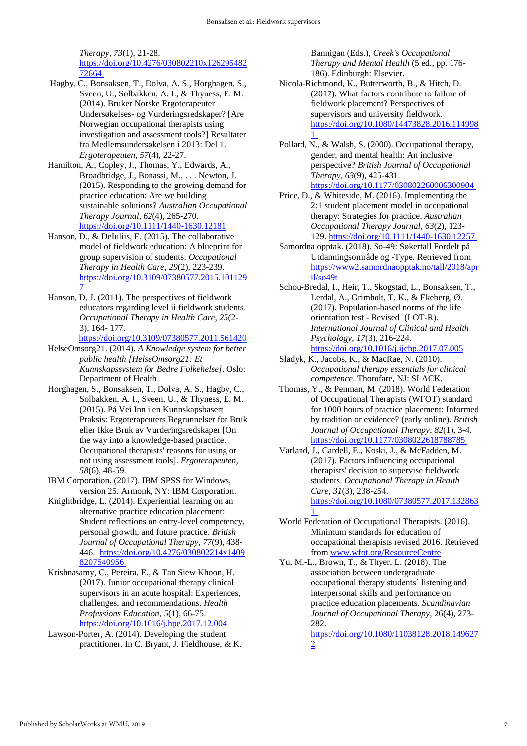*Therapy*, *73*(1), 21-28. https://doi.org/10.4276/030802210x12629548272664

Hagby, C., Bonsaksen, T., Dolva, A. S., Horghagen, S., Sveen, U., Solbakken, A. I., & Thyness, E. M. (2014). Bruker Norske Ergoterapeuter Undersøkelses- og Vurderingsredskaper? [Are Norwegian occupational therapists using investigation and assessment tools?] Resultater fra Medlemsundersøkelsen i 2013: Del 1. *Ergoterapeuten, 57*(4), 22-27.

Hamilton, A., Copley, J., Thomas, Y., Edwards, A., Broadbridge, J., Bonassi, M., . . . Newton, J. (2015). Responding to the growing demand for practice education: Are we building sustainable solutions? *Australian Occupational Therapy Journal*, *62*(4), 265-270. https://doi.org/10.1111/1440-1630.12181

Hanson, D., & DeIuliis, E. (2015). The collaborative model of fieldwork education: A blueprint for group supervision of students. *Occupational Therapy in Health Care*, *29*(2), 223-239. https://doi.org/10.3109/07380577.2015.1011297

Hanson, D. J. (2011). The perspectives of fieldwork educators regarding level ii fieldwork students. *Occupational Therapy in Health Care*, *25*(2-3), 164- 177. https://doi.org/10.3109/07380577.2011.561420

HelseOmsorg21. (2014). *A Knowledge system for better public health [HelseOmsorg21: Et Kunnskapssystem for Bedre Folkehelse]*. Oslo: Department of Health

Horghagen, S., Bonsaksen, T., Dolva, A. S., Hagby, C., Solbakken, A. I., Sveen, U., & Thyness, E. M. (2015). På Vei Inn i en Kunnskapsbasert Praksis: Ergoterapeuters Begrunnelser for Bruk eller Ikke Bruk av Vurderingsredskaper [On the way into a knowledge-based practice. Occupational therapists' reasons for using or not using assessment tools]. *Ergoterapeuten, 58*(6), 48-59.

IBM Corporation. (2017). IBM SPSS for Windows, version 25. Armonk, NY: IBM Corporation.

Knightbridge, L. (2014). Experiential learning on an alternative practice education placement: Student reflections on entry-level competency, personal growth, and future practice. *British Journal of Occupational Therapy*, *77*(9), 438-446. https://doi.org/10.4276/030802214x14098207540956

Krishnasamy, C., Pereira, E., & Tan Siew Khoon, H. (2017). Junior occupational therapy clinical supervisors in an acute hospital: Experiences, challenges, and recommendations. *Health Professions Education*, *5*(1), 66-75. https://doi.org/10.1016/j.hpe.2017.12.004

Lawson-Porter, A. (2014). Developing the student practitioner. In C. Bryant, J. Fieldhouse, & K. Bannigan (Eds.), *Creek's Occupational Therapy and Mental Health* (5 ed., pp. 176-186). Edinburgh: Elsevier.

Nicola-Richmond, K., Butterworth, B., & Hitch, D. (2017). What factors contribute to failure of fieldwork placement? Perspectives of supervisors and university fieldwork. https://doi.org/10.1080/14473828.2016.1149981

Pollard, N., & Walsh, S. (2000). Occupational therapy, gender, and mental health: An inclusive perspective? *British Journal of Occupational Therapy*, *63*(9), 425-431. https://doi.org/10.1177/030802260006300904

Price, D., & Whiteside, M. (2016). Implementing the 2:1 student placement model in occupational therapy: Strategies for practice. *Australian Occupational Therapy Journal*, *63*(2), 123-129. https://doi.org/10.1111/1440-1630.12257

Samordna opptak. (2018). So-49: Søkertall Fordelt på Utdanningsområde og -Type. Retrieved from https://www2.samordnaopptak.no/tall/2018/april/so49t

Schou-Bredal, I., Heir, T., Skogstad, L., Bonsaksen, T., Lerdal, A., Grimholt, T. K., & Ekeberg, Ø. (2017). Population-based norms of the life orientation test - Revised (LOT-R). *International Journal of Clinical and Health Psychology*, *17*(3), 216-224. https://doi.org/10.1016/j.ijchp.2017.07.005

Sladyk, K., Jacobs, K., & MacRae, N. (2010). *Occupational therapy essentials for clinical competence*. Thorofare, NJ: SLACK.

Thomas, Y., & Penman, M. (2018). World Federation of Occupational Therapists (WFOT) standard for 1000 hours of practice placement: Informed by tradition or evidence? (early online). *British Journal of Occupational Therapy*, *82*(1), 3-4. https://doi.org/10.1177/0308022618788785

Varland, J., Cardell, E., Koski, J., & McFadden, M. (2017). Factors influencing occupational therapists' decision to supervise fieldwork students. *Occupational Therapy in Health Care, 31*(3), 238-254. https://doi.org/10.1080/07380577.2017.1328631

World Federation of Occupational Therapists. (2016). Minimum standards for education of occupational therapists revised 2016. Retrieved from www.wfot.org/ResourceCentre

Yu, M.-L., Brown, T., & Thyer, L. (2018). The association between undergraduate occupational therapy students' listening and interpersonal skills and performance on practice education placements. *Scandinavian Journal of Occupational Therapy*, 26(4), 273-282. https://doi.org/10.1080/11038128.2018.1496272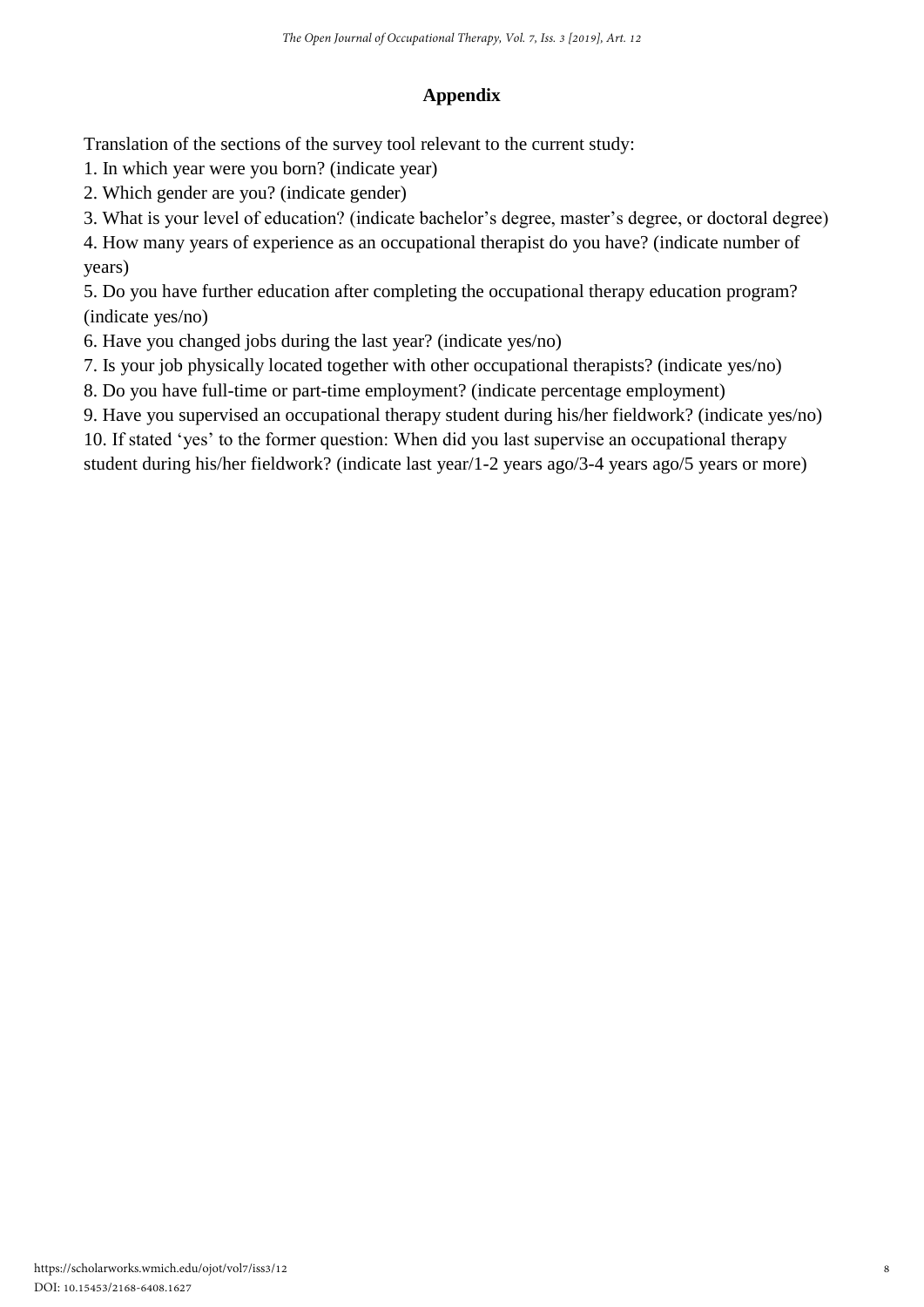## Appendix

Translation of the sections of the survey tool relevant to the current study:

1. In which year were you born? (indicate year)
2. Which gender are you? (indicate gender)
3. What is your level of education? (indicate bachelor's degree, master's degree, or doctoral degree)
4. How many years of experience as an occupational therapist do you have? (indicate number of years)
5. Do you have further education after completing the occupational therapy education program? (indicate yes/no)
6. Have you changed jobs during the last year? (indicate yes/no)
7. Is your job physically located together with other occupational therapists? (indicate yes/no)
8. Do you have full-time or part-time employment? (indicate percentage employment)
9. Have you supervised an occupational therapy student during his/her fieldwork? (indicate yes/no)
10. If stated 'yes' to the former question: When did you last supervise an occupational therapy student during his/her fieldwork? (indicate last year/1-2 years ago/3-4 years ago/5 years or more)